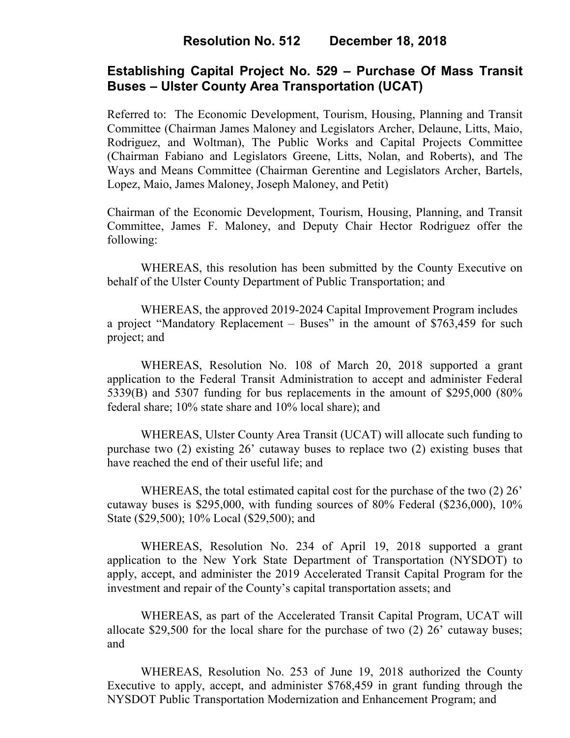# Resolution No. 512 December 18, 2018

## Establishing Capital Project No. 529 – Purchase Of Mass Transit Buses – Ulster County Area Transportation (UCAT)

Referred to: The Economic Development, Tourism, Housing, Planning and Transit Committee (Chairman James Maloney and Legislators Archer, Delaune, Litts, Maio, Rodriguez, and Woltman), The Public Works and Capital Projects Committee (Chairman Fabiano and Legislators Greene, Litts, Nolan, and Roberts), and The Ways and Means Committee (Chairman Gerentine and Legislators Archer, Bartels, Lopez, Maio, James Maloney, Joseph Maloney, and Petit)

Chairman of the Economic Development, Tourism, Housing, Planning, and Transit Committee, James F. Maloney, and Deputy Chair Hector Rodriguez offer the following:

WHEREAS, this resolution has been submitted by the County Executive on behalf of the Ulster County Department of Public Transportation; and

WHEREAS, the approved 2019-2024 Capital Improvement Program includes a project "Mandatory Replacement – Buses" in the amount of $763,459 for such project; and

WHEREAS, Resolution No. 108 of March 20, 2018 supported a grant application to the Federal Transit Administration to accept and administer Federal 5339(B) and 5307 funding for bus replacements in the amount of $295,000 (80% federal share; 10% state share and 10% local share); and

WHEREAS, Ulster County Area Transit (UCAT) will allocate such funding to purchase two (2) existing 26' cutaway buses to replace two (2) existing buses that have reached the end of their useful life; and

WHEREAS, the total estimated capital cost for the purchase of the two (2) 26' cutaway buses is $295,000, with funding sources of 80% Federal ($236,000), 10% State ($29,500); 10% Local ($29,500); and

WHEREAS, Resolution No. 234 of April 19, 2018 supported a grant application to the New York State Department of Transportation (NYSDOT) to apply, accept, and administer the 2019 Accelerated Transit Capital Program for the investment and repair of the County's capital transportation assets; and

WHEREAS, as part of the Accelerated Transit Capital Program, UCAT will allocate $29,500 for the local share for the purchase of two (2) 26' cutaway buses; and

WHEREAS, Resolution No. 253 of June 19, 2018 authorized the County Executive to apply, accept, and administer $768,459 in grant funding through the NYSDOT Public Transportation Modernization and Enhancement Program; and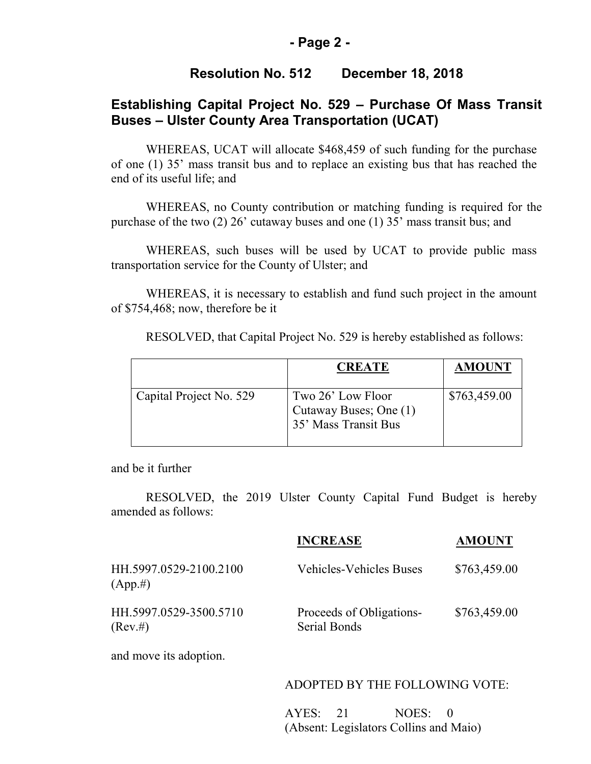## Resolution No. 512 December 18, 2018

## Establishing Capital Project No. 529 – Purchase Of Mass Transit Buses – Ulster County Area Transportation (UCAT)

WHEREAS, UCAT will allocate $468,459 of such funding for the purchase of one (1) 35' mass transit bus and to replace an existing bus that has reached the end of its useful life; and

WHEREAS, no County contribution or matching funding is required for the purchase of the two (2) 26' cutaway buses and one (1) 35' mass transit bus; and

WHEREAS, such buses will be used by UCAT to provide public mass transportation service for the County of Ulster; and

WHEREAS, it is necessary to establish and fund such project in the amount of $754,468; now, therefore be it

RESOLVED, that Capital Project No. 529 is hereby established as follows:

| | **CREATE** | **AMOUNT** |
|---|---|---|
| Capital Project No. 529 | Two 26' Low Floor Cutaway Buses; One (1) 35' Mass Transit Bus | $763,459.00 |

and be it further

RESOLVED, the 2019 Ulster County Capital Fund Budget is hereby amended as follows:

| | **INCREASE** | **AMOUNT** |
|---|---|---|
| HH.5997.0529-2100.2100 (App.#) | Vehicles-Vehicles Buses | $763,459.00 |
| HH.5997.0529-3500.5710 (Rev.#) | Proceeds of Obligations-Serial Bonds | $763,459.00 |

and move its adoption.

ADOPTED BY THE FOLLOWING VOTE:

AYES: 21 NOES: 0
(Absent: Legislators Collins and Maio)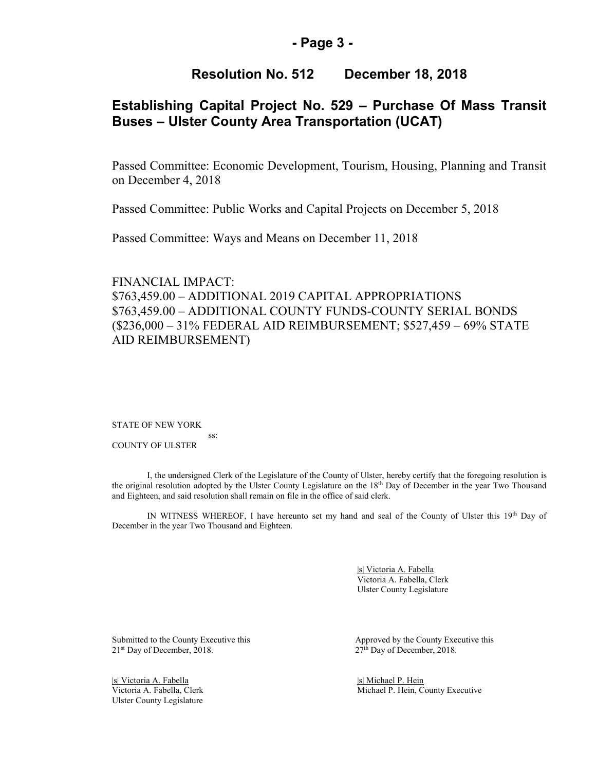## Resolution No. 512 December 18, 2018

## Establishing Capital Project No. 529 – Purchase Of Mass Transit Buses – Ulster County Area Transportation (UCAT)

Passed Committee: Economic Development, Tourism, Housing, Planning and Transit on December 4, 2018

Passed Committee: Public Works and Capital Projects on December 5, 2018

Passed Committee: Ways and Means on December 11, 2018

FINANCIAL IMPACT:
$763,459.00 – ADDITIONAL 2019 CAPITAL APPROPRIATIONS
$763,459.00 – ADDITIONAL COUNTY FUNDS-COUNTY SERIAL BONDS
($236,000 – 31% FEDERAL AID REIMBURSEMENT; $527,459 – 69% STATE AID REIMBURSEMENT)

STATE OF NEW YORK
ss:
COUNTY OF ULSTER

I, the undersigned Clerk of the Legislature of the County of Ulster, hereby certify that the foregoing resolution is the original resolution adopted by the Ulster County Legislature on the 18th Day of December in the year Two Thousand and Eighteen, and said resolution shall remain on file in the office of said clerk.

IN WITNESS WHEREOF, I have hereunto set my hand and seal of the County of Ulster this 19th Day of December in the year Two Thousand and Eighteen.

|s| Victoria A. Fabella
Victoria A. Fabella, Clerk
Ulster County Legislature

Submitted to the County Executive this
21st Day of December, 2018.

|s| Victoria A. Fabella
Victoria A. Fabella, Clerk
Ulster County Legislature

Approved by the County Executive this
27th Day of December, 2018.

|s| Michael P. Hein
Michael P. Hein, County Executive